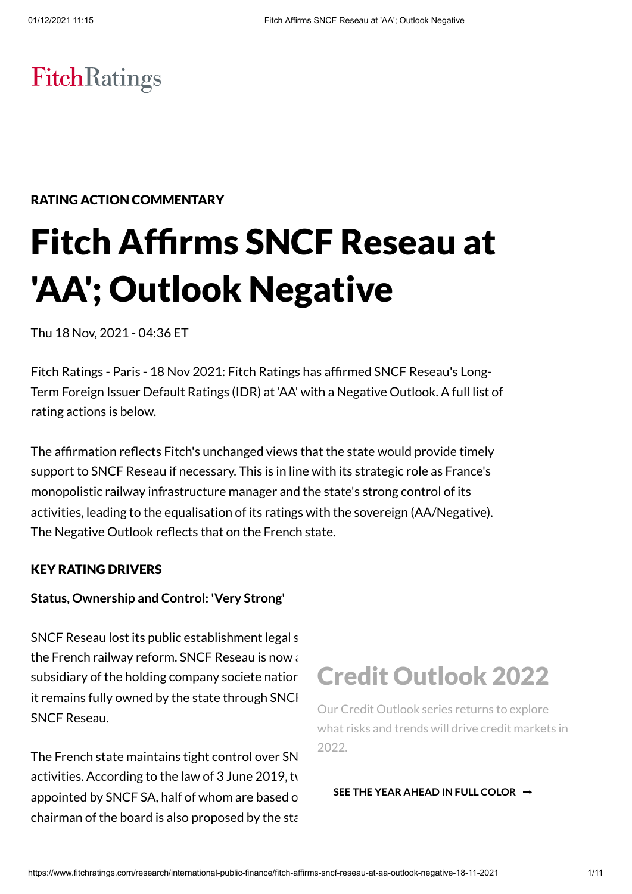FitchRatings

RATING ACTION COMMENTARY

# Fitch Affirms SNCF Reseau at 'AA'; Outlook Negative

Thu 18 Nov, 2021 - 04:36 ET

Fitch Ratings - Paris - 18 Nov 2021: Fitch Ratings has affirmed SNCF Reseau's Long-Term Foreign Issuer Default Ratings (IDR) at 'AA' with a Negative Outlook. A full list of rating actions is below.

The affirmation reflects Fitch's unchanged views that the state would provide timely support to SNCF Reseau if necessary. This is in line with its strategic role as France's monopolistic railway infrastructure manager and the state's strong control of its activities, leading to the equalisation of its ratings with the sovereign (AA/Negative). The Negative Outlook reflects that on the French state.

## KEY RATING DRIVERS

**Status, Ownership and Control: 'Very Strong'**

SNCF Reseau lost its public establishment legal s the French railway reform. SNCF Reseau is now a subsidiary of the holding company societe natior it remains fully owned by the state through SNCI SNCF Reseau.

The French state maintains tight control over SN activities. According to the law of 3 June 2019, tv appointed by SNCF SA, half of whom are based o chairman of the board is also proposed by the sta

## Credit Outlook 2022

Our Credit Outlook series returns to explore what risks and trends will drive credit markets in 2022.

SEE THE YEAR AHEAD IN FULL COLOR ➞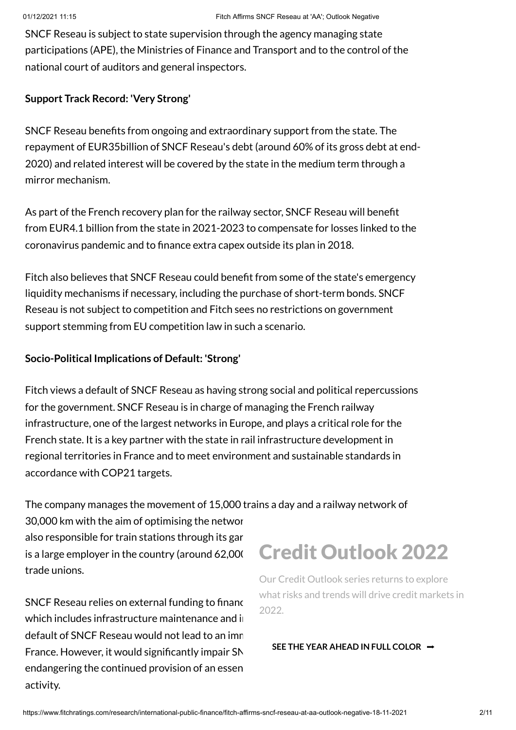SNCF Reseau is subject to state supervision through the agency managing state participations (APE), the Ministries of Finance and Transport and to the control of the national court of auditors and general inspectors.

**Support Track Record: 'Very Strong'**

SNCF Reseau benefits from ongoing and extraordinary support from the state. The repayment of EUR35billion of SNCF Reseau's debt (around 60% of its gross debt at end-2020) and related interest will be covered by the state in the medium term through a mirror mechanism.

As part of the French recovery plan for the railway sector, SNCF Reseau will benefit from EUR4.1 billion from the state in 2021-2023 to compensate for losses linked to the coronavirus pandemic and to finance extra capex outside its plan in 2018.

Fitch also believes that SNCF Reseau could benefit from some of the state's emergency liquidity mechanisms if necessary, including the purchase of short-term bonds. SNCF Reseau is not subject to competition and Fitch sees no restrictions on government support stemming from EU competition law in such a scenario.

**Socio-Political Implications of Default: 'Strong'**

Fitch views a default of SNCF Reseau as having strong social and political repercussions for the government. SNCF Reseau is in charge of managing the French railway infrastructure, one of the largest networks in Europe, and plays a critical role for the French state. It is a key partner with the state in rail infrastructure development in regional territories in France and to meet environment and sustainable standards in accordance with COP21 targets.

The company manages the movement of 15,000 trains a day and a railway network of 30,000 km with the aim of optimising the networ also responsible for train stations through its gar is a large employer in the country (around 62,00( trade unions.

SNCF Reseau relies on external funding to financ which includes infrastructure maintenance and i default of SNCF Reseau would not lead to an imn France. However, it would significantly impair SN endangering the continued provision of an essen activity.

# Credit Outlook 2022

Our Credit Outlook series returns to explore what risks and trends will drive credit markets in 2022.

**SEE THE YEAR AHEAD IN FULL COLOR ➞**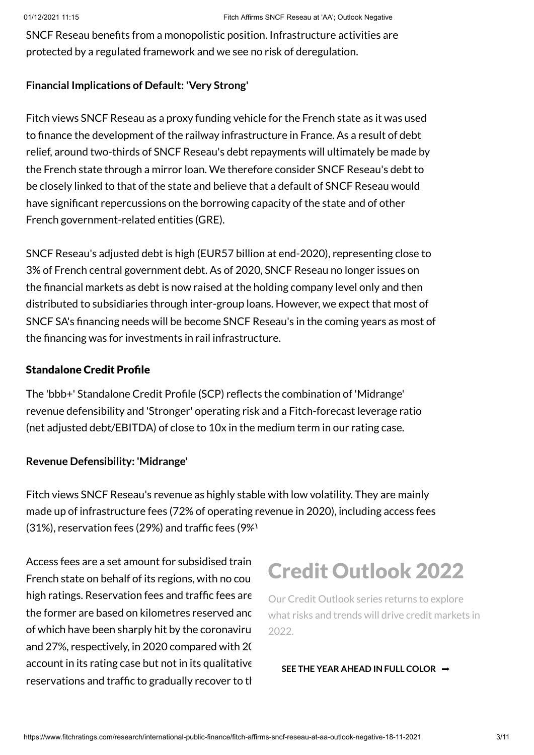SNCF Reseau benefits from a monopolistic position. Infrastructure activities are protected by a regulated framework and we see no risk of deregulation.

**Financial Implications of Default: 'Very Strong'**

Fitch views SNCF Reseau as a proxy funding vehicle for the French state as it was used to finance the development of the railway infrastructure in France. As a result of debt relief, around two-thirds of SNCF Reseau's debt repayments will ultimately be made by the French state through a mirror loan. We therefore consider SNCF Reseau's debt to be closely linked to that of the state and believe that a default of SNCF Reseau would have significant repercussions on the borrowing capacity of the state and of other French government-related entities (GRE).

SNCF Reseau's adjusted debt is high (EUR57 billion at end-2020), representing close to 3% of French central government debt. As of 2020, SNCF Reseau no longer issues on the financial markets as debt is now raised at the holding company level only and then distributed to subsidiaries through inter-group loans. However, we expect that most of SNCF SA's financing needs will be become SNCF Reseau's in the coming years as most of the financing was for investments in rail infrastructure.

### Standalone Credit Profile

The 'bbb+' Standalone Credit Profile (SCP) reflects the combination of 'Midrange' revenue defensibility and 'Stronger' operating risk and a Fitch-forecast leverage ratio (net adjusted debt/EBITDA) of close to 10x in the medium term in our rating case.

**Revenue Defensibility: 'Midrange'**

Fitch views SNCF Reseau's revenue as highly stable with low volatility. They are mainly made up of infrastructure fees (72% of operating revenue in 2020), including access fees (31%), reservation fees (29%) and traffic fees (9%)

Access fees are a set amount for subsidised train French state on behalf of its regions, with no cou high ratings. Reservation fees and traffic fees are the former are based on kilometres reserved and of which have been sharply hit by the coronaviru and 27%, respectively, in 2020 compared with 20 account in its rating case but not in its qualitative reservations and traffic to gradually recover to th

# Credit Outlook 2022

Our Credit Outlook series returns to explore what risks and trends will drive credit markets in 2022.

**SEE THE YEAR AHEAD IN FULL COLOR ➡**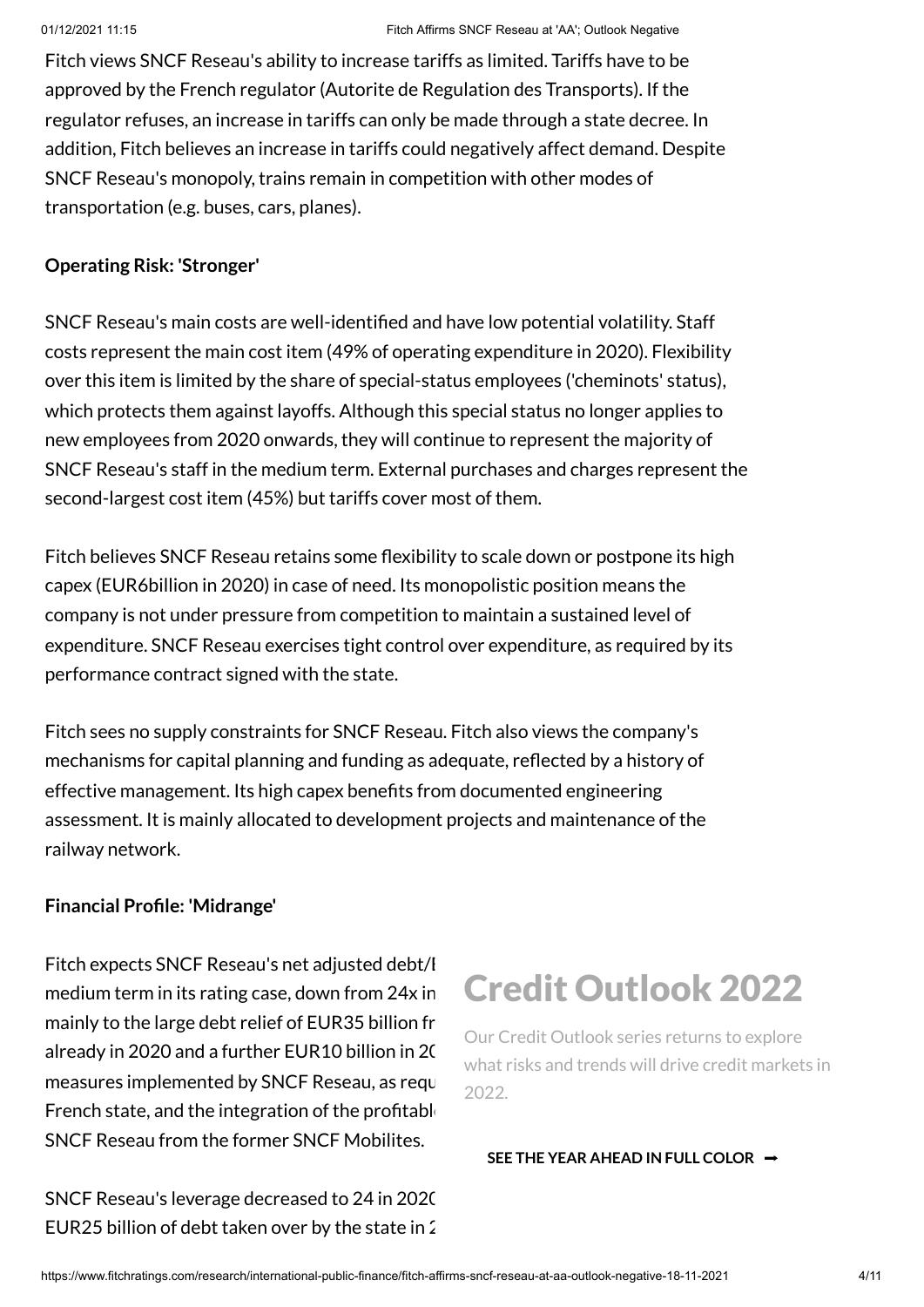Fitch views SNCF Reseau's ability to increase tariffs as limited. Tariffs have to be approved by the French regulator (Autorite de Regulation des Transports). If the regulator refuses, an increase in tariffs can only be made through a state decree. In addition, Fitch believes an increase in tariffs could negatively affect demand. Despite SNCF Reseau's monopoly, trains remain in competition with other modes of transportation (e.g. buses, cars, planes).

**Operating Risk: 'Stronger'**

SNCF Reseau's main costs are well-identified and have low potential volatility. Staff costs represent the main cost item (49% of operating expenditure in 2020). Flexibility over this item is limited by the share of special-status employees ('cheminots' status), which protects them against layoffs. Although this special status no longer applies to new employees from 2020 onwards, they will continue to represent the majority of SNCF Reseau's staff in the medium term. External purchases and charges represent the second-largest cost item (45%) but tariffs cover most of them.

Fitch believes SNCF Reseau retains some flexibility to scale down or postpone its high capex (EUR6billion in 2020) in case of need. Its monopolistic position means the company is not under pressure from competition to maintain a sustained level of expenditure. SNCF Reseau exercises tight control over expenditure, as required by its performance contract signed with the state.

Fitch sees no supply constraints for SNCF Reseau. Fitch also views the company's mechanisms for capital planning and funding as adequate, reflected by a history of effective management. Its high capex benefits from documented engineering assessment. It is mainly allocated to development projects and maintenance of the railway network.

**Financial Profile: 'Midrange'**

Fitch expects SNCF Reseau's net adjusted debt/I
medium term in its rating case, down from 24x in
mainly to the large debt relief of EUR35 billion fr
already in 2020 and a further EUR10 billion in 20
measures implemented by SNCF Reseau, as requ
French state, and the integration of the profitabl
SNCF Reseau from the former SNCF Mobilites.

# Credit Outlook 2022

Our Credit Outlook series returns to explore what risks and trends will drive credit markets in 2022.

**SEE THE YEAR AHEAD IN FULL COLOR** ➡

SNCF Reseau's leverage decreased to 24 in 2020
EUR25 billion of debt taken over by the state in 2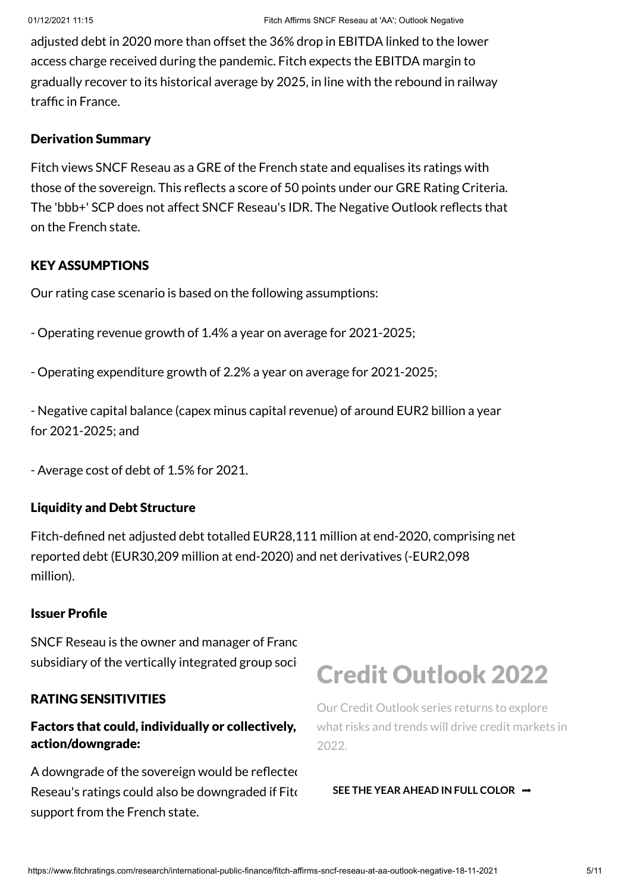adjusted debt in 2020 more than offset the 36% drop in EBITDA linked to the lower access charge received during the pandemic. Fitch expects the EBITDA margin to gradually recover to its historical average by 2025, in line with the rebound in railway traffic in France.

### Derivation Summary

Fitch views SNCF Reseau as a GRE of the French state and equalises its ratings with those of the sovereign. This reflects a score of 50 points under our GRE Rating Criteria. The 'bbb+' SCP does not affect SNCF Reseau's IDR. The Negative Outlook reflects that on the French state.

### KEY ASSUMPTIONS

Our rating case scenario is based on the following assumptions:

- Operating revenue growth of 1.4% a year on average for 2021-2025;

- Operating expenditure growth of 2.2% a year on average for 2021-2025;

- Negative capital balance (capex minus capital revenue) of around EUR2 billion a year for 2021-2025; and

- Average cost of debt of 1.5% for 2021.

### Liquidity and Debt Structure

Fitch-defined net adjusted debt totalled EUR28,111 million at end-2020, comprising net reported debt (EUR30,209 million at end-2020) and net derivatives (-EUR2,098 million).

### Issuer Profile

SNCF Reseau is the owner and manager of Franc subsidiary of the vertically integrated group soci

### RATING SENSITIVITIES

#### Factors that could, individually or collectively, action/downgrade:

A downgrade of the sovereign would be reflected Reseau's ratings could also be downgraded if Fitc support from the French state.

## Credit Outlook 2022

Our Credit Outlook series returns to explore what risks and trends will drive credit markets in 2022.

**SEE THE YEAR AHEAD IN FULL COLOR ➞**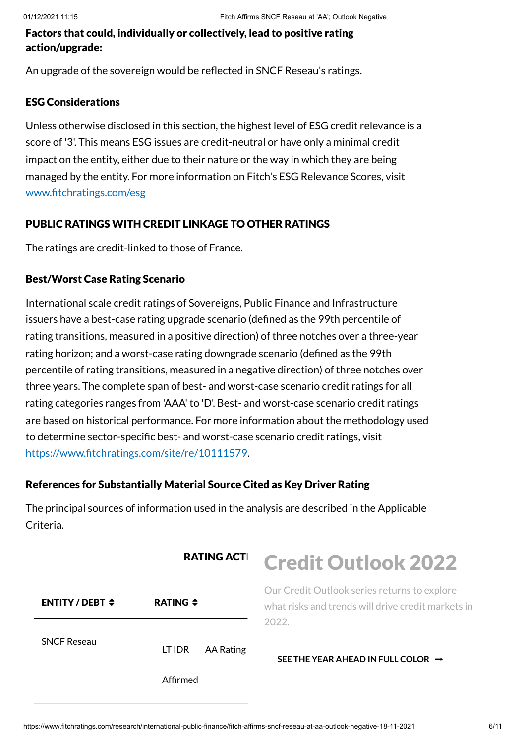### Factors that could, individually or collectively, lead to positive rating action/upgrade:

An upgrade of the sovereign would be reflected in SNCF Reseau's ratings.

### ESG Considerations

Unless otherwise disclosed in this section, the highest level of ESG credit relevance is a score of '3'. This means ESG issues are credit-neutral or have only a minimal credit impact on the entity, either due to their nature or the way in which they are being managed by the entity. For more information on Fitch's ESG Relevance Scores, visit www.fitchratings.com/esg

## PUBLIC RATINGS WITH CREDIT LINKAGE TO OTHER RATINGS

The ratings are credit-linked to those of France.

### Best/Worst Case Rating Scenario

International scale credit ratings of Sovereigns, Public Finance and Infrastructure issuers have a best-case rating upgrade scenario (defined as the 99th percentile of rating transitions, measured in a positive direction) of three notches over a three-year rating horizon; and a worst-case rating downgrade scenario (defined as the 99th percentile of rating transitions, measured in a negative direction) of three notches over three years. The complete span of best- and worst-case scenario credit ratings for all rating categories ranges from 'AAA' to 'D'. Best- and worst-case scenario credit ratings are based on historical performance. For more information about the methodology used to determine sector-specific best- and worst-case scenario credit ratings, visit https://www.fitchratings.com/site/re/10111579.

### References for Substantially Material Source Cited as Key Driver Rating

The principal sources of information used in the analysis are described in the Applicable Criteria.

RATING ACTI

| ENTITY / DEBT | RATING | |
|---|---|---|
| SNCF Reseau | LT IDR | AA Rating |
| | Affirmed | |

## Credit Outlook 2022

Our Credit Outlook series returns to explore what risks and trends will drive credit markets in 2022.

SEE THE YEAR AHEAD IN FULL COLOR ➡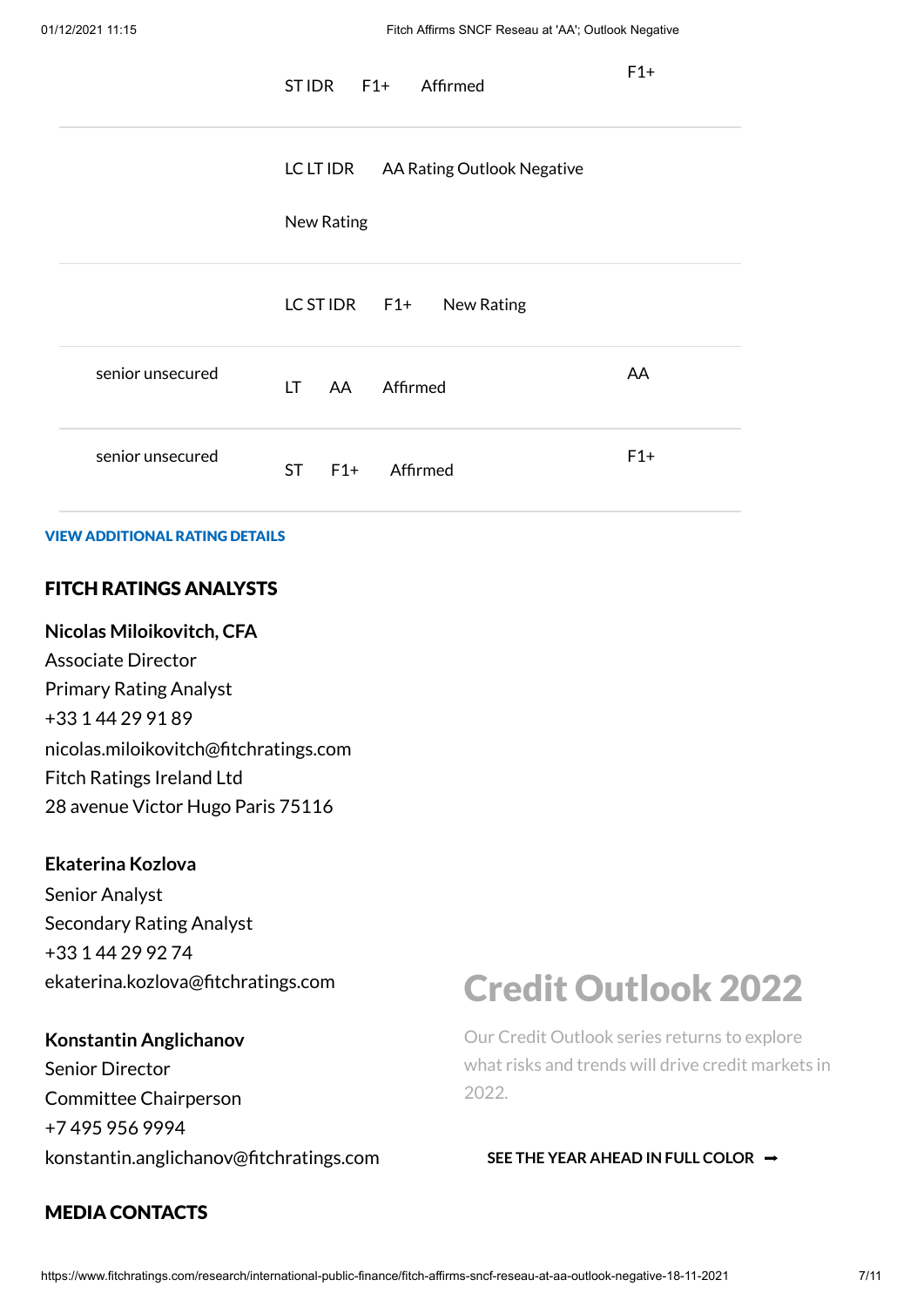| | | |
|---|---|---|
| | ST IDR F1+ Affirmed | F1+ |
| | LC LT IDR AA Rating Outlook Negative New Rating | |
| | LC ST IDR F1+ New Rating | |
| senior unsecured | LT AA Affirmed | AA |
| senior unsecured | ST F1+ Affirmed | F1+ |

**VIEW ADDITIONAL RATING DETAILS**

## FITCH RATINGS ANALYSTS

**Nicolas Miloikovitch, CFA**
Associate Director
Primary Rating Analyst
+33 1 44 29 91 89
nicolas.miloikovitch@fitchratings.com
Fitch Ratings Ireland Ltd
28 avenue Victor Hugo Paris 75116

**Ekaterina Kozlova**
Senior Analyst
Secondary Rating Analyst
+33 1 44 29 92 74
ekaterina.kozlova@fitchratings.com

**Konstantin Anglichanov**
Senior Director
Committee Chairperson
+7 495 956 9994
konstantin.anglichanov@fitchratings.com

## Credit Outlook 2022

Our Credit Outlook series returns to explore what risks and trends will drive credit markets in 2022.

**SEE THE YEAR AHEAD IN FULL COLOR ➡**

## MEDIA CONTACTS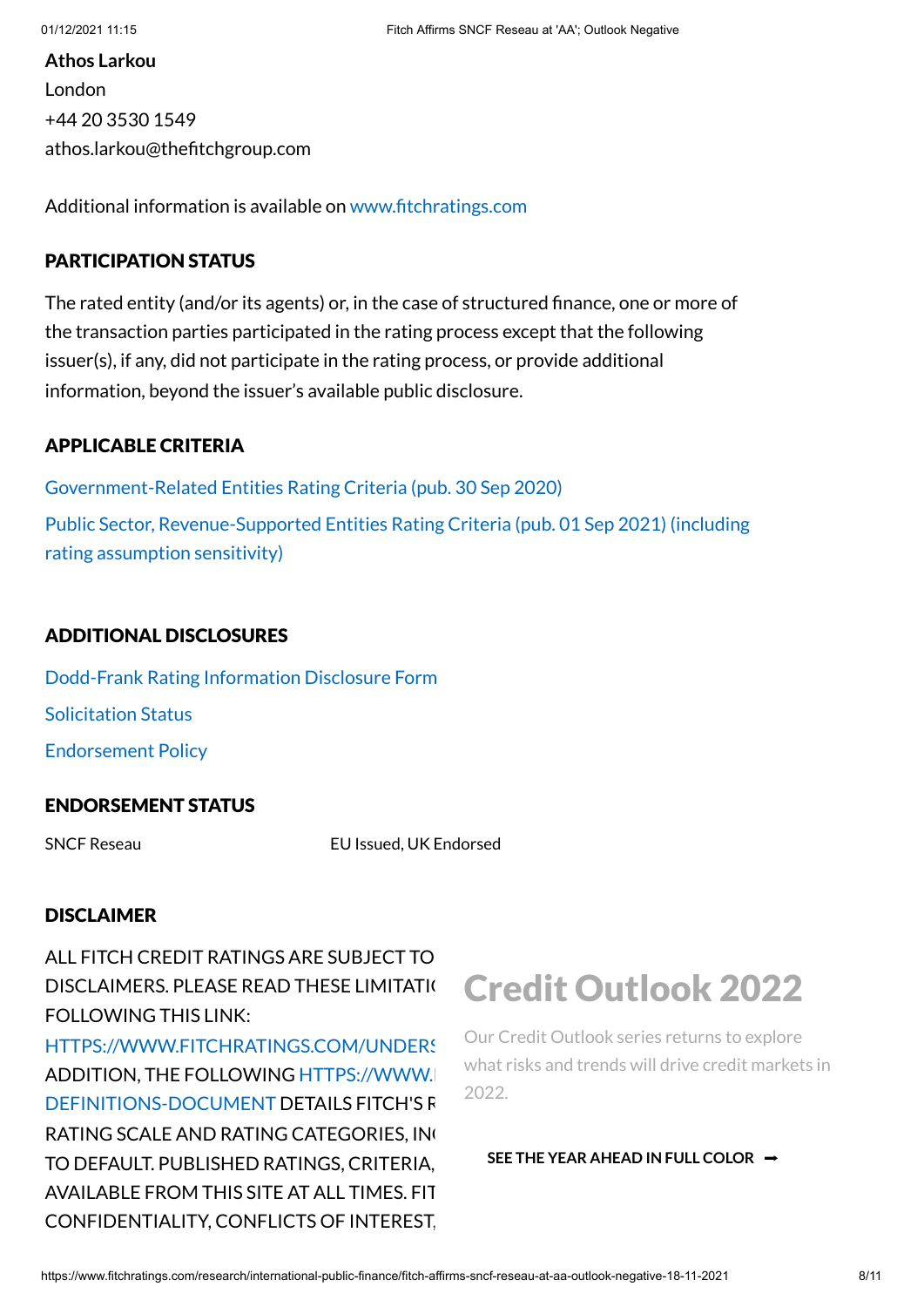**Athos Larkou**
London
+44 20 3530 1549
athos.larkou@thefitchgroup.com

Additional information is available on www.fitchratings.com

## PARTICIPATION STATUS

The rated entity (and/or its agents) or, in the case of structured finance, one or more of the transaction parties participated in the rating process except that the following issuer(s), if any, did not participate in the rating process, or provide additional information, beyond the issuer's available public disclosure.

## APPLICABLE CRITERIA

Government-Related Entities Rating Criteria (pub. 30 Sep 2020)

Public Sector, Revenue-Supported Entities Rating Criteria (pub. 01 Sep 2021) (including rating assumption sensitivity)

## ADDITIONAL DISCLOSURES

Dodd-Frank Rating Information Disclosure Form

Solicitation Status

Endorsement Policy

## ENDORSEMENT STATUS

| SNCF Reseau | EU Issued, UK Endorsed |
|---|---|

## DISCLAIMER

ALL FITCH CREDIT RATINGS ARE SUBJECT TO DISCLAIMERS. PLEASE READ THESE LIMITATI FOLLOWING THIS LINK: HTTPS://WWW.FITCHRATINGS.COM/UNDERS ADDITION, THE FOLLOWING HTTPS://WWW. DEFINITIONS-DOCUMENT DETAILS FITCH'S R RATING SCALE AND RATING CATEGORIES, IN TO DEFAULT. PUBLISHED RATINGS, CRITERIA, AVAILABLE FROM THIS SITE AT ALL TIMES. FIT CONFIDENTIALITY, CONFLICTS OF INTEREST,

# Credit Outlook 2022

Our Credit Outlook series returns to explore what risks and trends will drive credit markets in 2022.

**SEE THE YEAR AHEAD IN FULL COLOR ➡**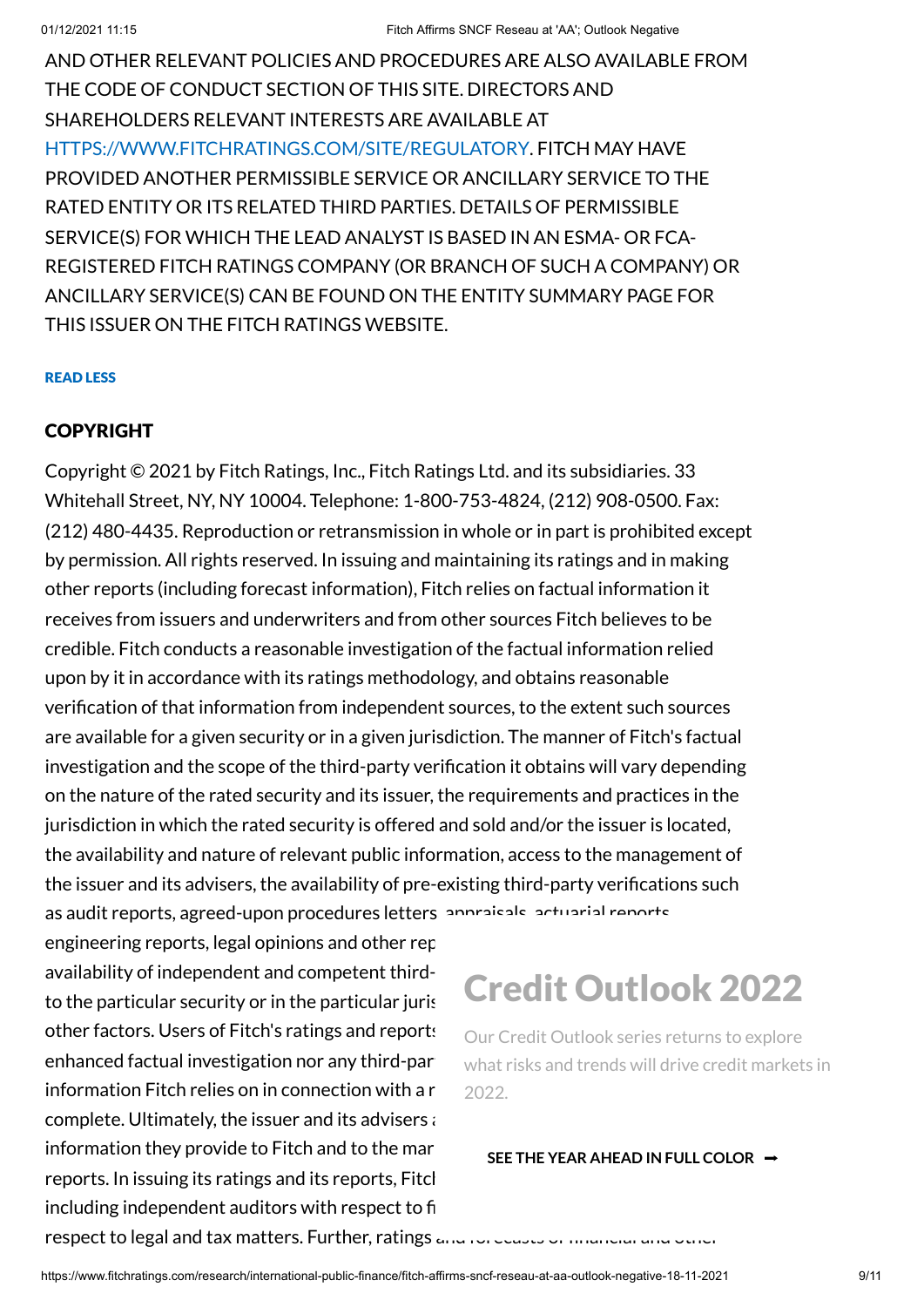AND OTHER RELEVANT POLICIES AND PROCEDURES ARE ALSO AVAILABLE FROM THE CODE OF CONDUCT SECTION OF THIS SITE. DIRECTORS AND SHAREHOLDERS RELEVANT INTERESTS ARE AVAILABLE AT HTTPS://WWW.FITCHRATINGS.COM/SITE/REGULATORY. FITCH MAY HAVE PROVIDED ANOTHER PERMISSIBLE SERVICE OR ANCILLARY SERVICE TO THE RATED ENTITY OR ITS RELATED THIRD PARTIES. DETAILS OF PERMISSIBLE SERVICE(S) FOR WHICH THE LEAD ANALYST IS BASED IN AN ESMA- OR FCA-REGISTERED FITCH RATINGS COMPANY (OR BRANCH OF SUCH A COMPANY) OR ANCILLARY SERVICE(S) CAN BE FOUND ON THE ENTITY SUMMARY PAGE FOR THIS ISSUER ON THE FITCH RATINGS WEBSITE.

READ LESS

## COPYRIGHT

Copyright © 2021 by Fitch Ratings, Inc., Fitch Ratings Ltd. and its subsidiaries. 33 Whitehall Street, NY, NY 10004. Telephone: 1-800-753-4824, (212) 908-0500. Fax: (212) 480-4435. Reproduction or retransmission in whole or in part is prohibited except by permission. All rights reserved. In issuing and maintaining its ratings and in making other reports (including forecast information), Fitch relies on factual information it receives from issuers and underwriters and from other sources Fitch believes to be credible. Fitch conducts a reasonable investigation of the factual information relied upon by it in accordance with its ratings methodology, and obtains reasonable verification of that information from independent sources, to the extent such sources are available for a given security or in a given jurisdiction. The manner of Fitch's factual investigation and the scope of the third-party verification it obtains will vary depending on the nature of the rated security and its issuer, the requirements and practices in the jurisdiction in which the rated security is offered and sold and/or the issuer is located, the availability and nature of relevant public information, access to the management of the issuer and its advisers, the availability of pre-existing third-party verifications such as audit reports, agreed-upon procedures letters, appraisals, actuarial reports, engineering reports, legal opinions and other rep availability of independent and competent third- to the particular security or in the particular juris other factors. Users of Fitch's ratings and reports enhanced factual investigation nor any third-par information Fitch relies on in connection with a r complete. Ultimately, the issuer and its advisers a information they provide to Fitch and to the mar reports. In issuing its ratings and its reports, Fitcl including independent auditors with respect to fi respect to legal and tax matters. Further, ratings and forecasts of financial and other

## Credit Outlook 2022

Our Credit Outlook series returns to explore what risks and trends will drive credit markets in 2022.

SEE THE YEAR AHEAD IN FULL COLOR ➞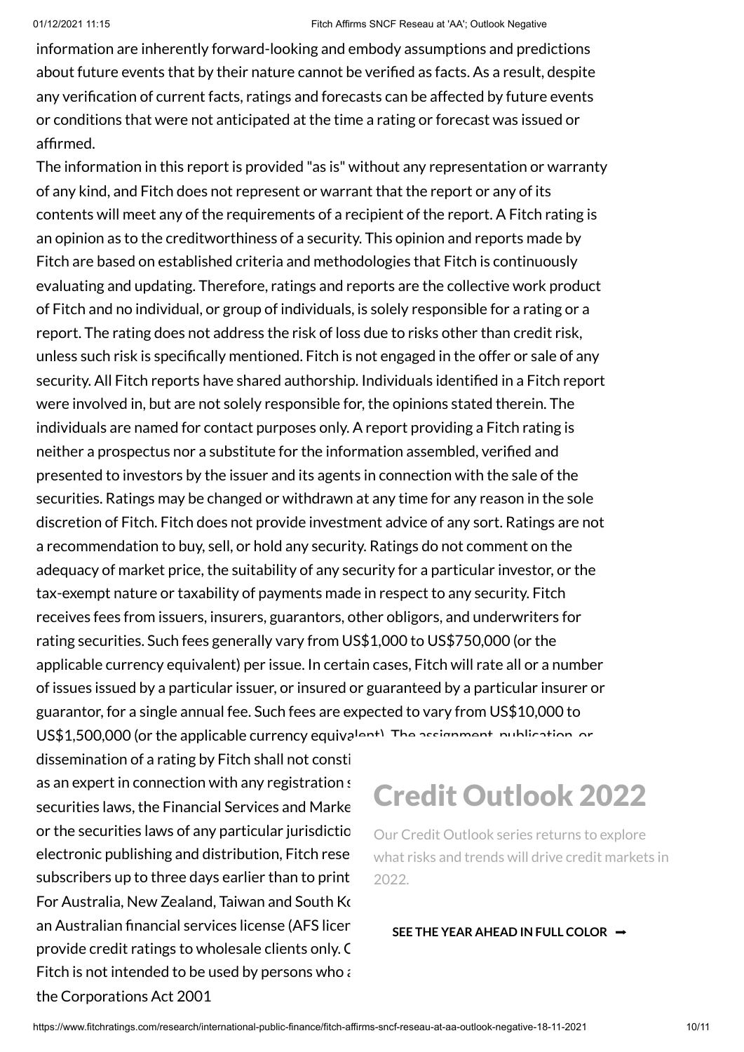information are inherently forward-looking and embody assumptions and predictions about future events that by their nature cannot be verified as facts. As a result, despite any verification of current facts, ratings and forecasts can be affected by future events or conditions that were not anticipated at the time a rating or forecast was issued or affirmed.

The information in this report is provided "as is" without any representation or warranty of any kind, and Fitch does not represent or warrant that the report or any of its contents will meet any of the requirements of a recipient of the report. A Fitch rating is an opinion as to the creditworthiness of a security. This opinion and reports made by Fitch are based on established criteria and methodologies that Fitch is continuously evaluating and updating. Therefore, ratings and reports are the collective work product of Fitch and no individual, or group of individuals, is solely responsible for a rating or a report. The rating does not address the risk of loss due to risks other than credit risk, unless such risk is specifically mentioned. Fitch is not engaged in the offer or sale of any security. All Fitch reports have shared authorship. Individuals identified in a Fitch report were involved in, but are not solely responsible for, the opinions stated therein. The individuals are named for contact purposes only. A report providing a Fitch rating is neither a prospectus nor a substitute for the information assembled, verified and presented to investors by the issuer and its agents in connection with the sale of the securities. Ratings may be changed or withdrawn at any time for any reason in the sole discretion of Fitch. Fitch does not provide investment advice of any sort. Ratings are not a recommendation to buy, sell, or hold any security. Ratings do not comment on the adequacy of market price, the suitability of any security for a particular investor, or the tax-exempt nature or taxability of payments made in respect to any security. Fitch receives fees from issuers, insurers, guarantors, other obligors, and underwriters for rating securities. Such fees generally vary from US$1,000 to US$750,000 (or the applicable currency equivalent) per issue. In certain cases, Fitch will rate all or a number of issues issued by a particular issuer, or insured or guaranteed by a particular insurer or guarantor, for a single annual fee. Such fees are expected to vary from US$10,000 to US$1,500,000 (or the applicable currency equivalent). The assignment, publication, or dissemination of a rating by Fitch shall not consti as an expert in connection with any registration s securities laws, the Financial Services and Marke or the securities laws of any particular jurisdictio electronic publishing and distribution, Fitch rese subscribers up to three days earlier than to print For Australia, New Zealand, Taiwan and South Ko an Australian financial services license (AFS licen provide credit ratings to wholesale clients only. C Fitch is not intended to be used by persons who a the Corporations Act 2001

## Credit Outlook 2022

Our Credit Outlook series returns to explore what risks and trends will drive credit markets in 2022.

**SEE THE YEAR AHEAD IN FULL COLOR ➞**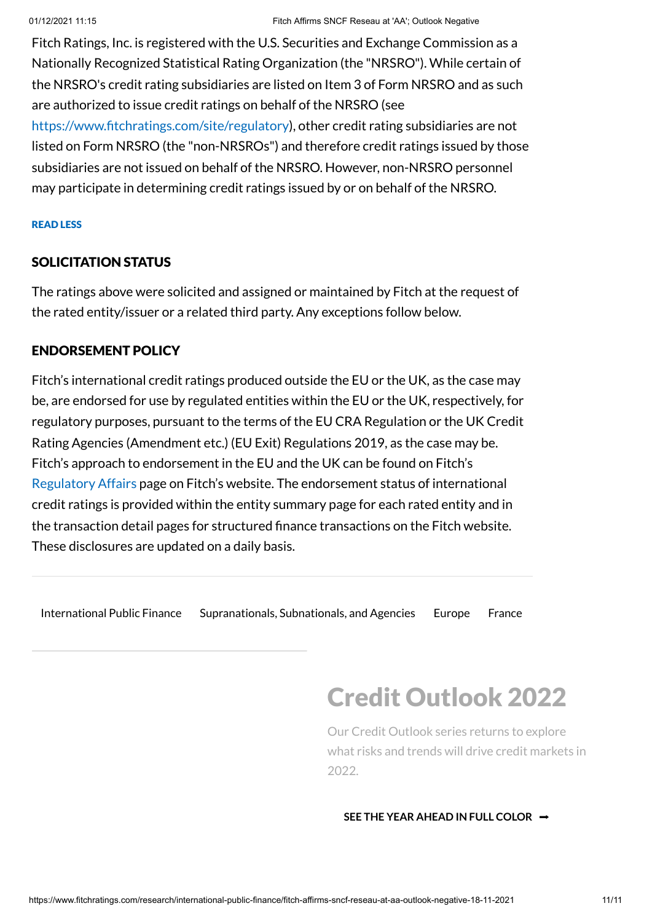Fitch Ratings, Inc. is registered with the U.S. Securities and Exchange Commission as a Nationally Recognized Statistical Rating Organization (the "NRSRO"). While certain of the NRSRO's credit rating subsidiaries are listed on Item 3 of Form NRSRO and as such are authorized to issue credit ratings on behalf of the NRSRO (see https://www.fitchratings.com/site/regulatory), other credit rating subsidiaries are not listed on Form NRSRO (the "non-NRSROs") and therefore credit ratings issued by those subsidiaries are not issued on behalf of the NRSRO. However, non-NRSRO personnel may participate in determining credit ratings issued by or on behalf of the NRSRO.

READ LESS

## SOLICITATION STATUS

The ratings above were solicited and assigned or maintained by Fitch at the request of the rated entity/issuer or a related third party. Any exceptions follow below.

## ENDORSEMENT POLICY

Fitch's international credit ratings produced outside the EU or the UK, as the case may be, are endorsed for use by regulated entities within the EU or the UK, respectively, for regulatory purposes, pursuant to the terms of the EU CRA Regulation or the UK Credit Rating Agencies (Amendment etc.) (EU Exit) Regulations 2019, as the case may be. Fitch's approach to endorsement in the EU and the UK can be found on Fitch's Regulatory Affairs page on Fitch's website. The endorsement status of international credit ratings is provided within the entity summary page for each rated entity and in the transaction detail pages for structured finance transactions on the Fitch website. These disclosures are updated on a daily basis.

International Public Finance    Supranationals, Subnationals, and Agencies    Europe    France

# Credit Outlook 2022

Our Credit Outlook series returns to explore what risks and trends will drive credit markets in 2022.

**SEE THE YEAR AHEAD IN FULL COLOR ➡**